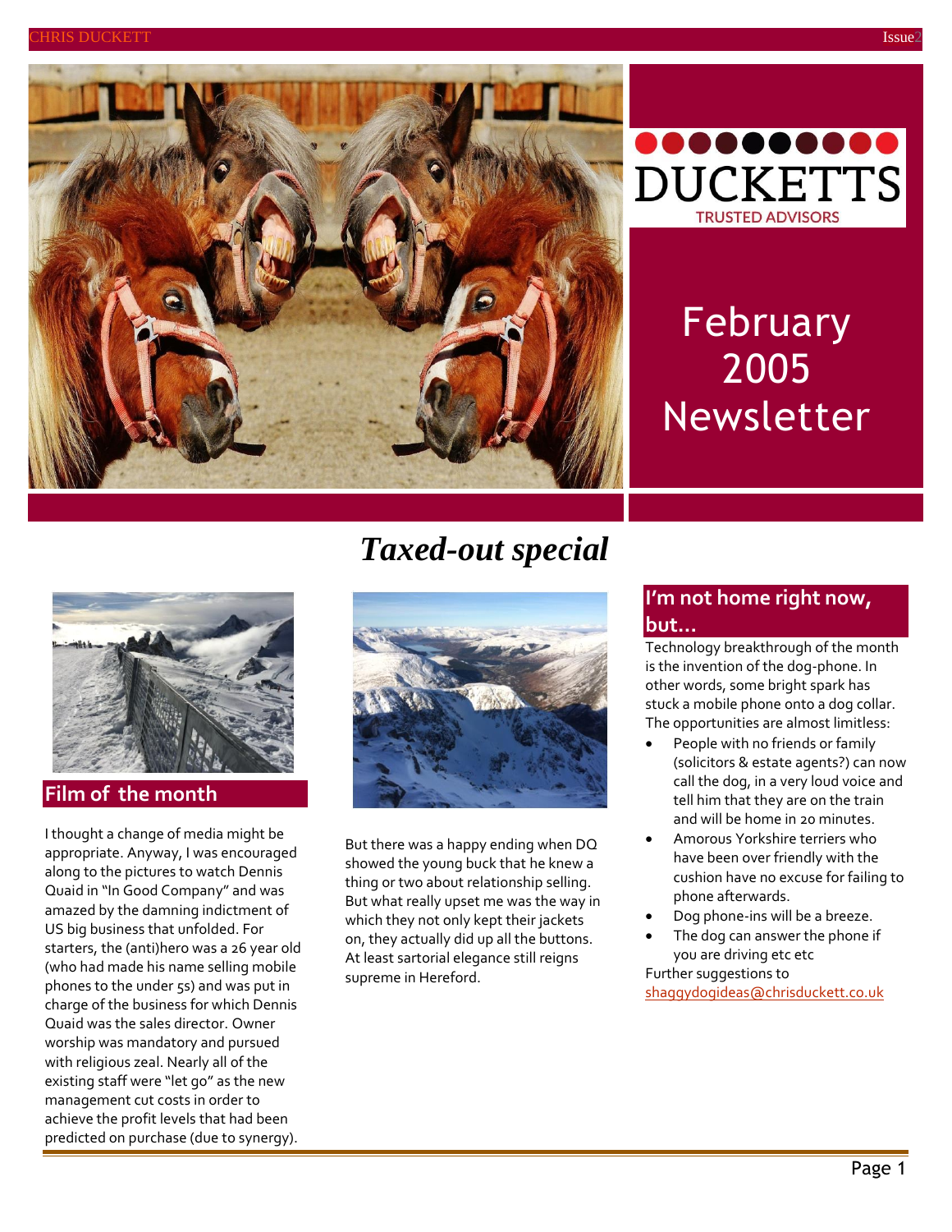DUCKETTS

TRUSTED ADVISORS

# February 2005 Newsletter

## *Taxed-out special*

## Film of the month

I thought a change of media might be appropriate. Anyway, I was encouraged along to the pictures to watch Dennis Quaid in "In Good Company" and was amazed by the damning indictment of US big business that unfolded. For starters, the (anti)hero was a 26 year old (who had made his name selling mobile phones to the under 5s) and was put in charge of the business for which Dennis Quaid was the sales director. Owner worship was mandatory and pursued with religious zeal. Nearly all of the existing staff were "let go" as the new management cut costs in order to achieve the profit levels that had been predicted on purchase (due to synergy).

But there was a happy ending when DQ showed the young buck that he knew a thing or two about relationship selling. But what really upset me was the way in which they not only kept their jackets on, they actually did up all the buttons. At least sartorial elegance still reigns supreme in Hereford.

## I'm not home right now, but…

Technology breakthrough of the month is the invention of the dog-phone. In other words, some bright spark has stuck a mobile phone onto a dog collar. The opportunities are almost limitless:

- People with no friends or family (solicitors & estate agents?) can now call the dog, in a very loud voice and tell him that they are on the train and will be home in 20 minutes.
- Amorous Yorkshire terriers who have been over friendly with the cushion have no excuse for failing to phone afterwards.
- Dog phone-ins will be a breeze.
- The dog can answer the phone if you are driving etc etc

Further suggestions to shaggydogideas@chrisduckett.co.uk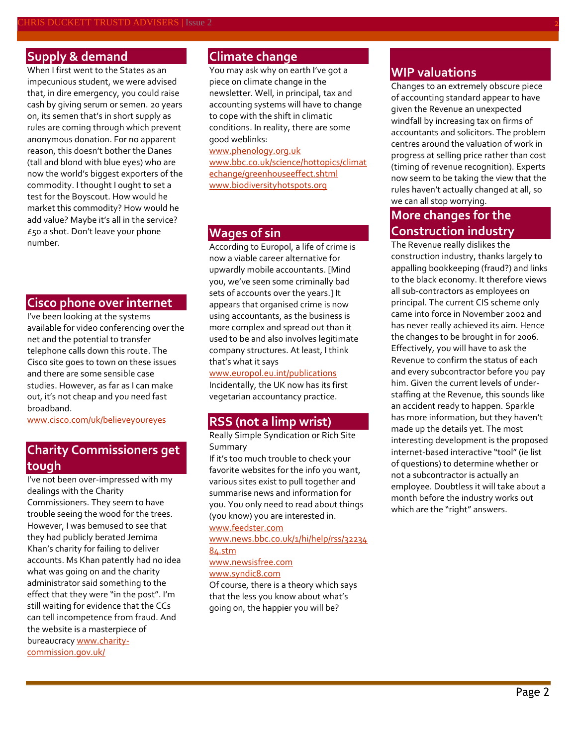## Supply & demand

When I first went to the States as an impecunious student, we were advised that, in dire emergency, you could raise cash by giving serum or semen. 20 years on, its semen that's in short supply as rules are coming through which prevent anonymous donation. For no apparent reason, this doesn't bother the Danes (tall and blond with blue eyes) who are now the world's biggest exporters of the commodity. I thought I ought to set a test for the Boyscout. How would he market this commodity? How would he add value? Maybe it's all in the service? £50 a shot. Don't leave your phone number.

## Cisco phone over internet

I've been looking at the systems available for video conferencing over the net and the potential to transfer telephone calls down this route. The Cisco site goes to town on these issues and there are some sensible case studies. However, as far as I can make out, it's not cheap and you need fast broadband.

www.cisco.com/uk/believeyoureyes

## Charity Commissioners get tough

I've not been over-impressed with my dealings with the Charity Commissioners. They seem to have trouble seeing the wood for the trees. However, I was bemused to see that they had publicly berated Jemima Khan's charity for failing to deliver accounts. Ms Khan patently had no idea what was going on and the charity administrator said something to the effect that they were "in the post". I'm still waiting for evidence that the CCs can tell incompetence from fraud. And the website is a masterpiece of bureaucracy www.charity-commission.gov.uk/

## Climate change

You may ask why on earth I've got a piece on climate change in the newsletter. Well, in principal, tax and accounting systems will have to change to cope with the shift in climatic conditions. In reality, there are some good weblinks:

www.phenology.org.uk
www.bbc.co.uk/science/hottopics/climatechange/greenhouseeffect.shtml
www.biodiversityhotspots.org

## Wages of sin

According to Europol, a life of crime is now a viable career alternative for upwardly mobile accountants. [Mind you, we've seen some criminally bad sets of accounts over the years.] It appears that organised crime is now using accountants, as the business is more complex and spread out than it used to be and also involves legitimate company structures. At least, I think that's what it says

www.europol.eu.int/publications

Incidentally, the UK now has its first vegetarian accountancy practice.

## RSS (not a limp wrist)

Really Simple Syndication or Rich Site Summary

If it's too much trouble to check your favorite websites for the info you want, various sites exist to pull together and summarise news and information for you. You only need to read about things (you know) you are interested in.

www.feedster.com
www.news.bbc.co.uk/1/hi/help/rss/3223484.stm
www.newsisfree.com
www.syndic8.com

Of course, there is a theory which says that the less you know about what's going on, the happier you will be?

## WIP valuations

Changes to an extremely obscure piece of accounting standard appear to have given the Revenue an unexpected windfall by increasing tax on firms of accountants and solicitors. The problem centres around the valuation of work in progress at selling price rather than cost (timing of revenue recognition). Experts now seem to be taking the view that the rules haven't actually changed at all, so we can all stop worrying.

## More changes for the Construction industry

The Revenue really dislikes the construction industry, thanks largely to appalling bookkeeping (fraud?) and links to the black economy. It therefore views all sub-contractors as employees on principal. The current CIS scheme only came into force in November 2002 and has never really achieved its aim. Hence the changes to be brought in for 2006. Effectively, you will have to ask the Revenue to confirm the status of each and every subcontractor before you pay him. Given the current levels of under-staffing at the Revenue, this sounds like an accident ready to happen. Sparkle has more information, but they haven't made up the details yet. The most interesting development is the proposed internet-based interactive "tool" (ie list of questions) to determine whether or not a subcontractor is actually an employee. Doubtless it will take about a month before the industry works out which are the "right" answers.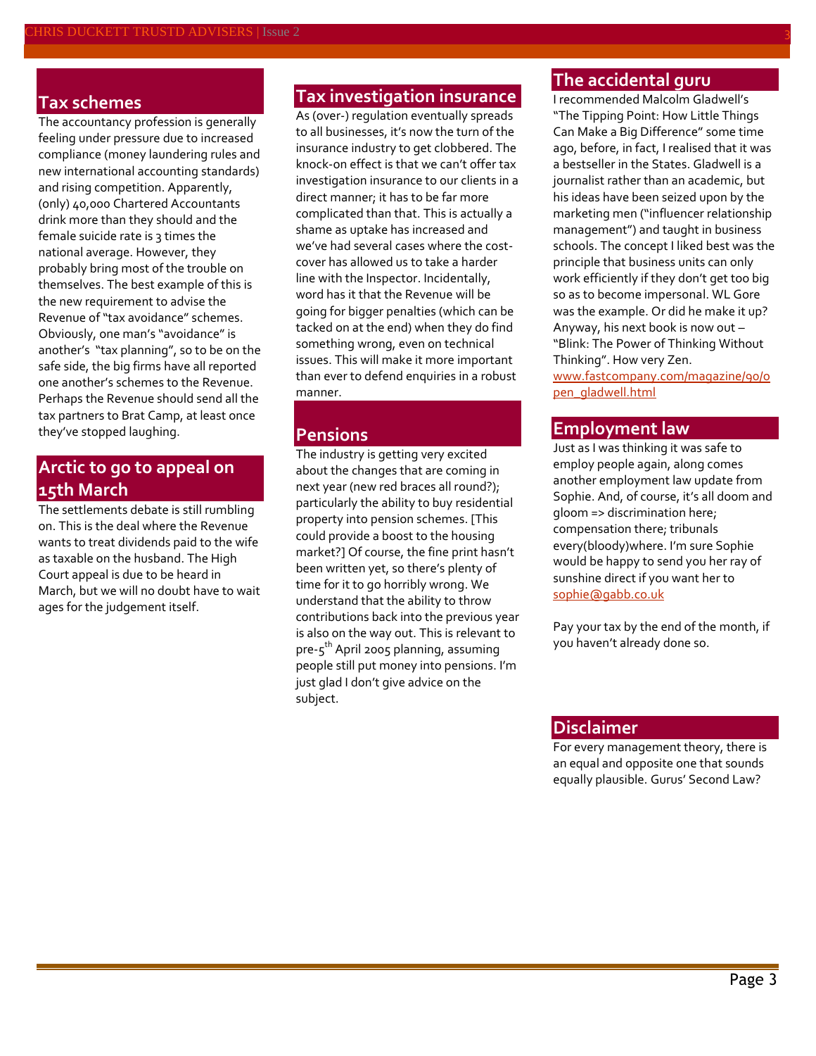## Tax schemes

The accountancy profession is generally feeling under pressure due to increased compliance (money laundering rules and new international accounting standards) and rising competition. Apparently, (only) 40,000 Chartered Accountants drink more than they should and the female suicide rate is 3 times the national average. However, they probably bring most of the trouble on themselves. The best example of this is the new requirement to advise the Revenue of "tax avoidance" schemes. Obviously, one man's "avoidance" is another's "tax planning", so to be on the safe side, the big firms have all reported one another's schemes to the Revenue. Perhaps the Revenue should send all the tax partners to Brat Camp, at least once they've stopped laughing.

## Arctic to go to appeal on 15th March

The settlements debate is still rumbling on. This is the deal where the Revenue wants to treat dividends paid to the wife as taxable on the husband. The High Court appeal is due to be heard in March, but we will no doubt have to wait ages for the judgement itself.

## Tax investigation insurance

As (over-) regulation eventually spreads to all businesses, it's now the turn of the insurance industry to get clobbered. The knock-on effect is that we can't offer tax investigation insurance to our clients in a direct manner; it has to be far more complicated than that. This is actually a shame as uptake has increased and we've had several cases where the cost-cover has allowed us to take a harder line with the Inspector. Incidentally, word has it that the Revenue will be going for bigger penalties (which can be tacked on at the end) when they do find something wrong, even on technical issues. This will make it more important than ever to defend enquiries in a robust manner.

## Pensions

The industry is getting very excited about the changes that are coming in next year (new red braces all round?); particularly the ability to buy residential property into pension schemes. [This could provide a boost to the housing market?] Of course, the fine print hasn't been written yet, so there's plenty of time for it to go horribly wrong. We understand that the ability to throw contributions back into the previous year is also on the way out. This is relevant to pre-5th April 2005 planning, assuming people still put money into pensions. I'm just glad I don't give advice on the subject.

## The accidental guru

I recommended Malcolm Gladwell's "The Tipping Point: How Little Things Can Make a Big Difference" some time ago, before, in fact, I realised that it was a bestseller in the States. Gladwell is a journalist rather than an academic, but his ideas have been seized upon by the marketing men ("influencer relationship management") and taught in business schools. The concept I liked best was the principle that business units can only work efficiently if they don't get too big so as to become impersonal. WL Gore was the example. Or did he make it up? Anyway, his next book is now out – "Blink: The Power of Thinking Without Thinking". How very Zen.
www.fastcompany.com/magazine/90/open_gladwell.html

## Employment law

Just as I was thinking it was safe to employ people again, along comes another employment law update from Sophie. And, of course, it's all doom and gloom => discrimination here; compensation there; tribunals every(bloody)where. I'm sure Sophie would be happy to send you her ray of sunshine direct if you want her to sophie@gabb.co.uk

Pay your tax by the end of the month, if you haven't already done so.

## Disclaimer

For every management theory, there is an equal and opposite one that sounds equally plausible. Gurus' Second Law?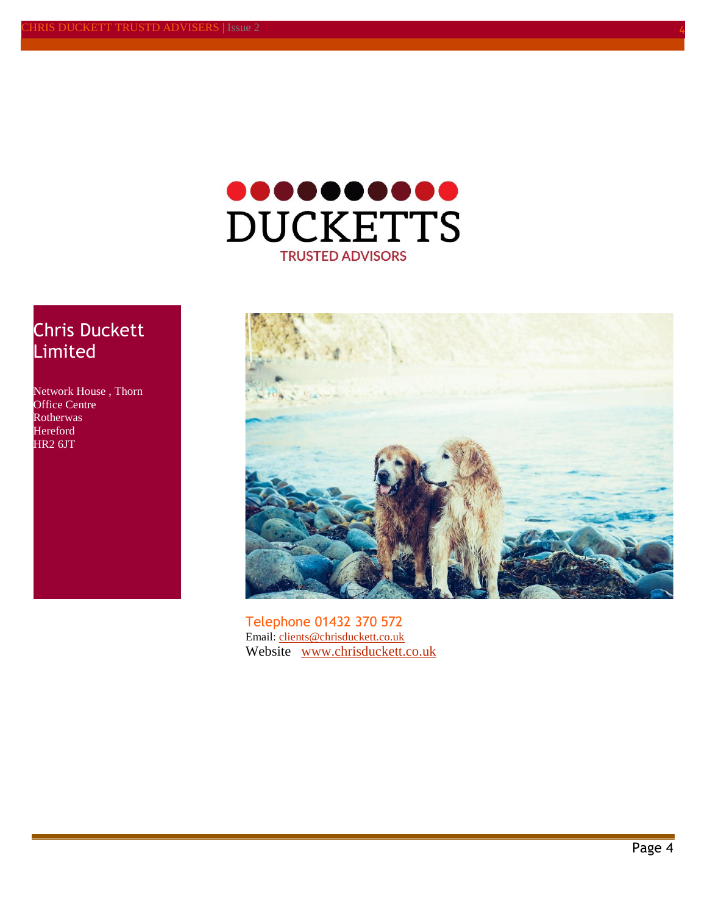DUCKETTS

TRUSTED ADVISORS

## Chris Duckett Limited

Network House , Thorn Office Centre
Rotherwas
Hereford
HR2 6JT

Telephone 01432 370 572
Email: clients@chrisduckett.co.uk
Website www.chrisduckett.co.uk